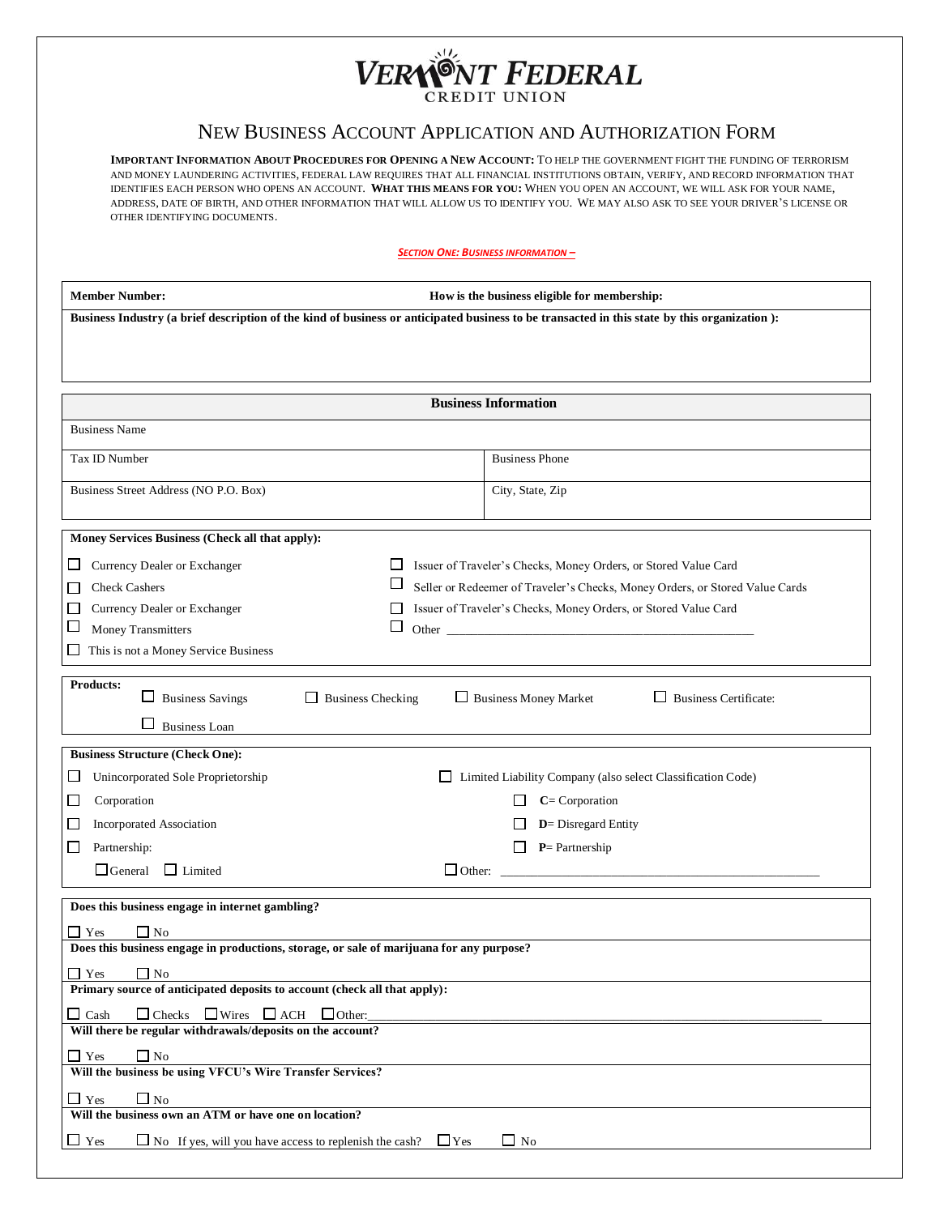# VERMONT FEDERAL CREDIT UNION

## NEW BUSINESS ACCOUNT APPLICATION AND AUTHORIZATION FORM

**IMPORTANT INFORMATION ABOUT PROCEDURES FOR OPENING A NEW ACCOUNT:** TO HELP THE GOVERNMENT FIGHT THE FUNDING OF TERRORISM AND MONEY LAUNDERING ACTIVITIES, FEDERAL LAW REQUIRES THAT ALL FINANCIAL INSTITUTIONS OBTAIN, VERIFY, AND RECORD INFORMATION THAT IDENTIFIES EACH PERSON WHO OPENS AN ACCOUNT. **WHAT THIS MEANS FOR YOU:** WHEN YOU OPEN AN ACCOUNT, WE WILL ASK FOR YOUR NAME, ADDRESS, DATE OF BIRTH, AND OTHER INFORMATION THAT WILL ALLOW US TO IDENTIFY YOU. WE MAY ALSO ASK TO SEE YOUR DRIVER'S LICENSE OR OTHER IDENTIFYING DOCUMENTS.

***SECTION ONE: BUSINESS INFORMATION –***

**Member Number:** | **How is the business eligible for membership:**

**Business Industry (a brief description of the kind of business or anticipated business to be transacted in this state by this organization ):**

### Business Information

| Business Information | |
|---|---|
| Business Name | |
| Tax ID Number | Business Phone |
| Business Street Address (NO P.O. Box) | City, State, Zip |

**Money Services Business (Check all that apply):**

- ☐ Currency Dealer or Exchanger
- ☐ Check Cashers
- ☐ Currency Dealer or Exchanger
- ☐ Money Transmitters
- ☐ This is not a Money Service Business
- ☐ Issuer of Traveler's Checks, Money Orders, or Stored Value Card
- ☐ Seller or Redeemer of Traveler's Checks, Money Orders, or Stored Value Cards
- ☐ Issuer of Traveler's Checks, Money Orders, or Stored Value Card
- ☐ Other ________________________________________________

**Products:**
☐ Business Savings ☐ Business Checking ☐ Business Money Market ☐ Business Certificate:
☐ Business Loan

**Business Structure (Check One):**

- ☐ Unincorporated Sole Proprietorship
- ☐ Corporation
- ☐ Incorporated Association
- ☐ Partnership:
  - ☐ General ☐ Limited
- ☐ Limited Liability Company (also select Classification Code)
  - ☐ **C**= Corporation
  - ☐ **D**= Disregard Entity
  - ☐ **P**= Partnership
- ☐ Other: ________________________________________________

**Does this business engage in internet gambling?**

☐ Yes ☐ No

**Does this business engage in productions, storage, or sale of marijuana for any purpose?**

☐ Yes ☐ No

**Primary source of anticipated deposits to account (check all that apply):**

☐ Cash ☐ Checks ☐ Wires ☐ ACH ☐ Other:________________________________________________

**Will there be regular withdrawals/deposits on the account?**

☐ Yes ☐ No

**Will the business be using VFCU's Wire Transfer Services?**

☐ Yes ☐ No

**Will the business own an ATM or have one on location?**

☐ Yes ☐ No If yes, will you have access to replenish the cash? ☐ Yes ☐ No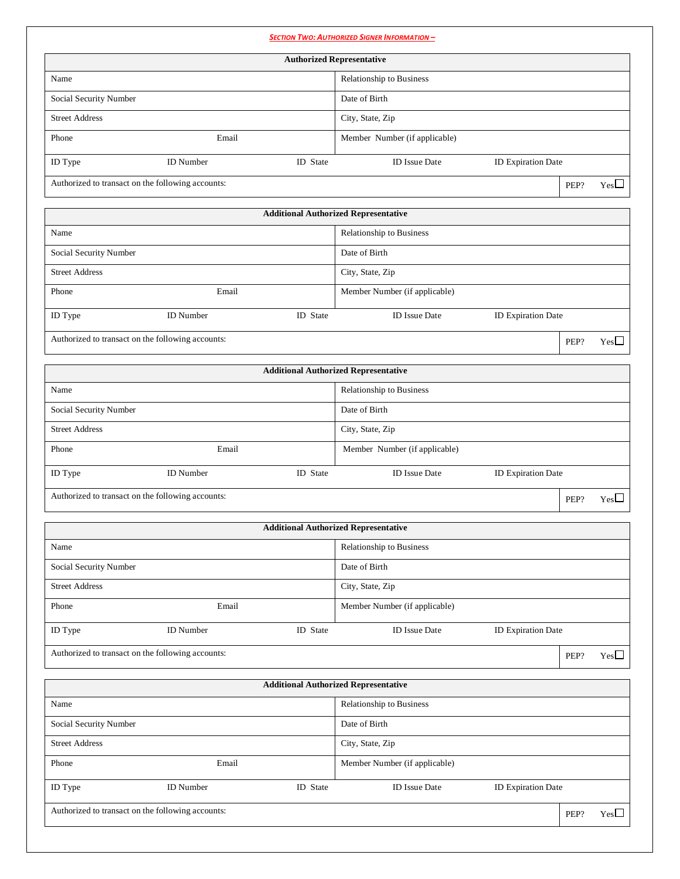## SECTION TWO: AUTHORIZED SIGNER INFORMATION –

| Authorized Representative | |
|---|---|
| Name | Relationship to Business |
| Social Security Number | Date of Birth |
| Street Address | City, State, Zip |
| Phone Email | Member Number (if applicable) |
| ID Type ID Number ID State ID Issue Date ID Expiration Date | |
| Authorized to transact on the following accounts: | PEP? Yes☐ |

| Additional Authorized Representative | |
|---|---|
| Name | Relationship to Business |
| Social Security Number | Date of Birth |
| Street Address | City, State, Zip |
| Phone Email | Member Number (if applicable) |
| ID Type ID Number ID State ID Issue Date ID Expiration Date | |
| Authorized to transact on the following accounts: | PEP? Yes☐ |

| Additional Authorized Representative | |
|---|---|
| Name | Relationship to Business |
| Social Security Number | Date of Birth |
| Street Address | City, State, Zip |
| Phone Email | Member Number (if applicable) |
| ID Type ID Number ID State ID Issue Date ID Expiration Date | |
| Authorized to transact on the following accounts: | PEP? Yes☐ |

| Additional Authorized Representative | |
|---|---|
| Name | Relationship to Business |
| Social Security Number | Date of Birth |
| Street Address | City, State, Zip |
| Phone Email | Member Number (if applicable) |
| ID Type ID Number ID State ID Issue Date ID Expiration Date | |
| Authorized to transact on the following accounts: | PEP? Yes☐ |

| Additional Authorized Representative | |
|---|---|
| Name | Relationship to Business |
| Social Security Number | Date of Birth |
| Street Address | City, State, Zip |
| Phone Email | Member Number (if applicable) |
| ID Type ID Number ID State ID Issue Date ID Expiration Date | |
| Authorized to transact on the following accounts: | PEP? Yes☐ |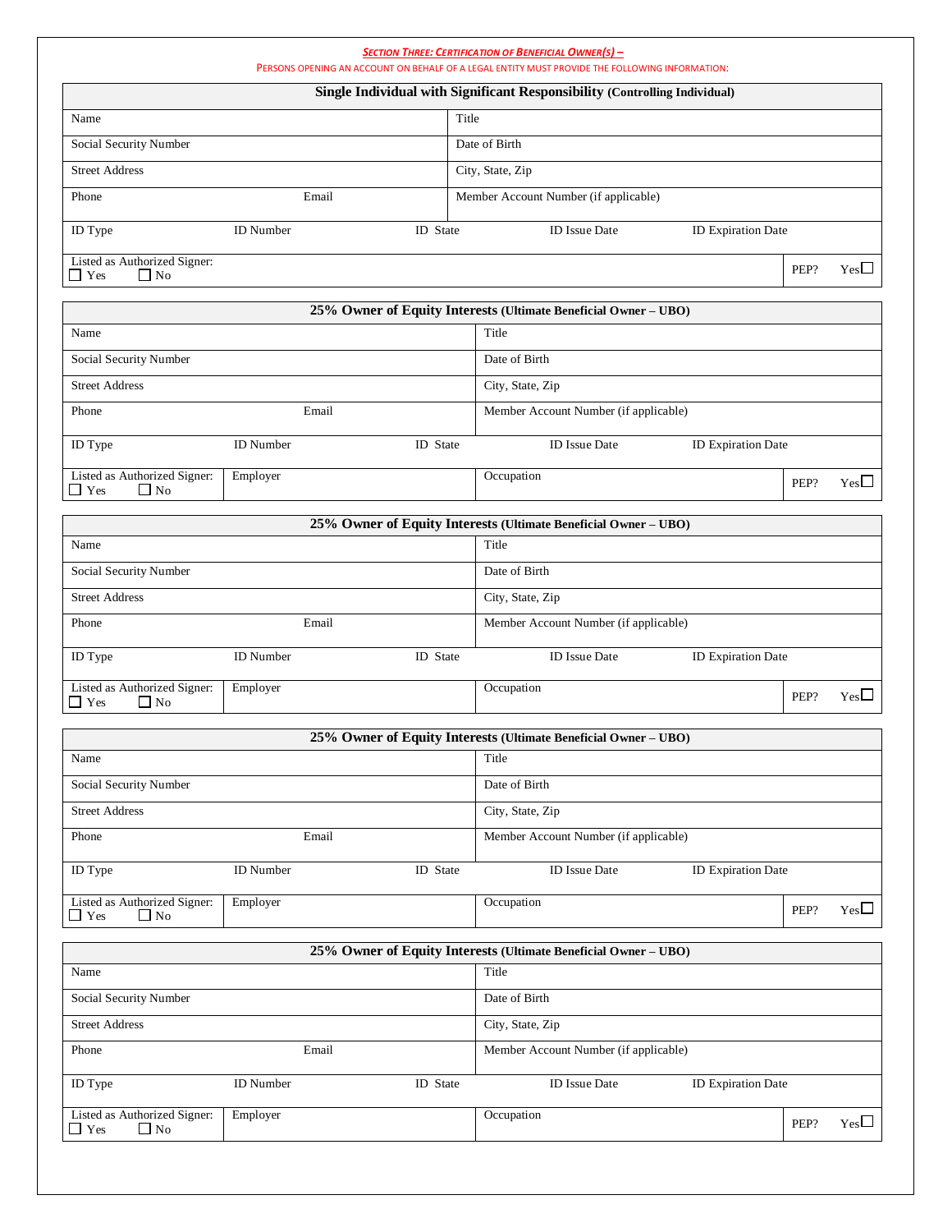***Section Three: Certification of Beneficial Owner(s) –***

Persons opening an account on behalf of a legal entity must provide the following information:

| **Single Individual with Significant Responsibility (Controlling Individual)** | |
|---|---|
| Name | Title |
| Social Security Number | Date of Birth |
| Street Address | City, State, Zip |
| Phone Email | Member Account Number (if applicable) |
| ID Type ID Number ID State | ID Issue Date ID Expiration Date |
| Listed as Authorized Signer: ☐ Yes ☐ No | PEP? Yes☐ |

| **25% Owner of Equity Interests (Ultimate Beneficial Owner – UBO)** | | | |
|---|---|---|---|
| Name | | Title | |
| Social Security Number | | Date of Birth | |
| Street Address | | City, State, Zip | |
| Phone Email | | Member Account Number (if applicable) | |
| ID Type ID Number ID State | | ID Issue Date ID Expiration Date | |
| Listed as Authorized Signer: ☐ Yes ☐ No | Employer | Occupation | PEP? Yes☐ |

| **25% Owner of Equity Interests (Ultimate Beneficial Owner – UBO)** | | | |
|---|---|---|---|
| Name | | Title | |
| Social Security Number | | Date of Birth | |
| Street Address | | City, State, Zip | |
| Phone Email | | Member Account Number (if applicable) | |
| ID Type ID Number ID State | | ID Issue Date ID Expiration Date | |
| Listed as Authorized Signer: ☐ Yes ☐ No | Employer | Occupation | PEP? Yes☐ |

| **25% Owner of Equity Interests (Ultimate Beneficial Owner – UBO)** | | | |
|---|---|---|---|
| Name | | Title | |
| Social Security Number | | Date of Birth | |
| Street Address | | City, State, Zip | |
| Phone Email | | Member Account Number (if applicable) | |
| ID Type ID Number ID State | | ID Issue Date ID Expiration Date | |
| Listed as Authorized Signer: ☐ Yes ☐ No | Employer | Occupation | PEP? Yes☐ |

| **25% Owner of Equity Interests (Ultimate Beneficial Owner – UBO)** | | | |
|---|---|---|---|
| Name | | Title | |
| Social Security Number | | Date of Birth | |
| Street Address | | City, State, Zip | |
| Phone Email | | Member Account Number (if applicable) | |
| ID Type ID Number ID State | | ID Issue Date ID Expiration Date | |
| Listed as Authorized Signer: ☐ Yes ☐ No | Employer | Occupation | PEP? Yes☐ |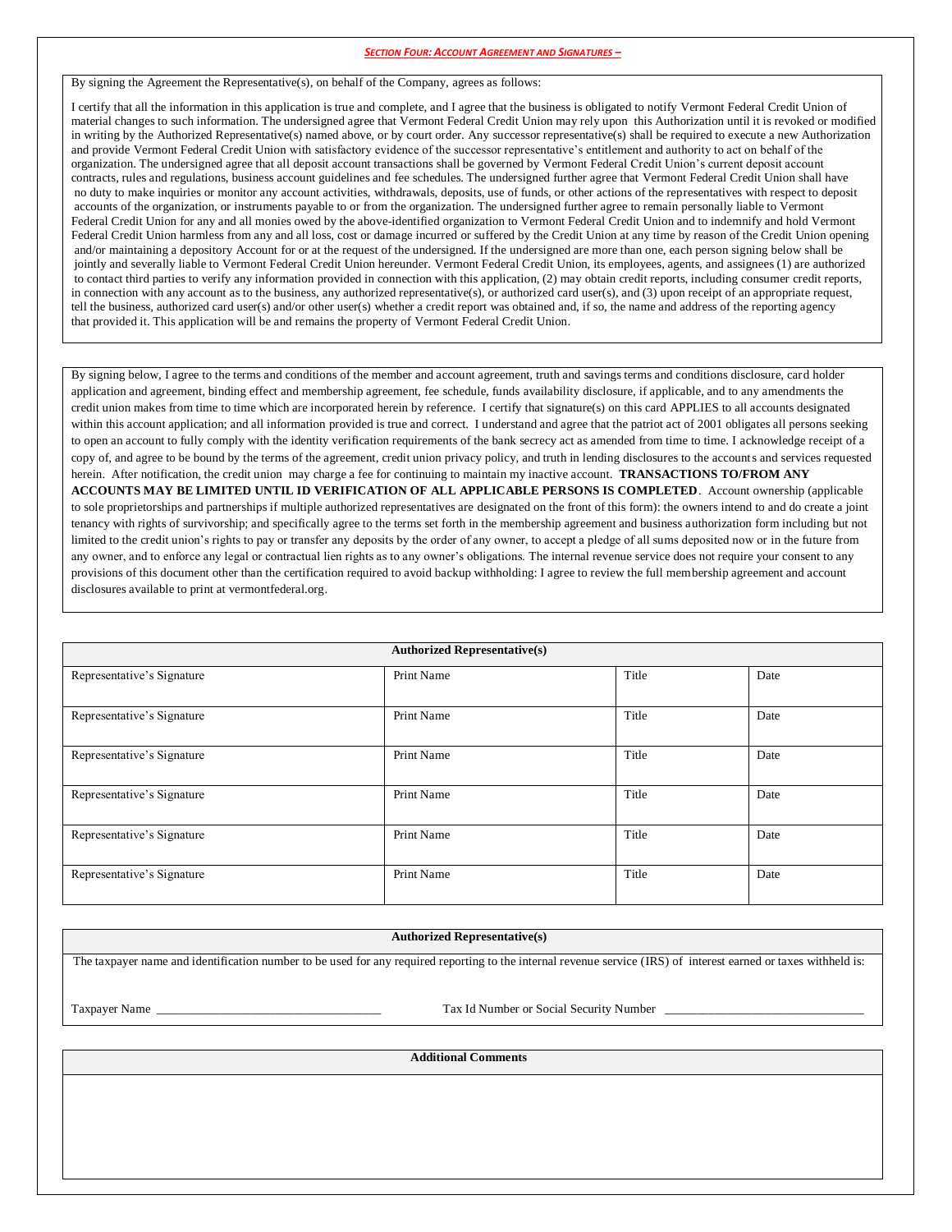## *SECTION FOUR: ACCOUNT AGREEMENT AND SIGNATURES –*

By signing the Agreement the Representative(s), on behalf of the Company, agrees as follows:

I certify that all the information in this application is true and complete, and I agree that the business is obligated to notify Vermont Federal Credit Union of material changes to such information. The undersigned agree that Vermont Federal Credit Union may rely upon this Authorization until it is revoked or modified in writing by the Authorized Representative(s) named above, or by court order. Any successor representative(s) shall be required to execute a new Authorization and provide Vermont Federal Credit Union with satisfactory evidence of the successor representative's entitlement and authority to act on behalf of the organization. The undersigned agree that all deposit account transactions shall be governed by Vermont Federal Credit Union's current deposit account contracts, rules and regulations, business account guidelines and fee schedules. The undersigned further agree that Vermont Federal Credit Union shall have no duty to make inquiries or monitor any account activities, withdrawals, deposits, use of funds, or other actions of the representatives with respect to deposit accounts of the organization, or instruments payable to or from the organization. The undersigned further agree to remain personally liable to Vermont Federal Credit Union for any and all monies owed by the above-identified organization to Vermont Federal Credit Union and to indemnify and hold Vermont Federal Credit Union harmless from any and all loss, cost or damage incurred or suffered by the Credit Union at any time by reason of the Credit Union opening and/or maintaining a depository Account for or at the request of the undersigned. If the undersigned are more than one, each person signing below shall be jointly and severally liable to Vermont Federal Credit Union hereunder. Vermont Federal Credit Union, its employees, agents, and assignees (1) are authorized to contact third parties to verify any information provided in connection with this application, (2) may obtain credit reports, including consumer credit reports, in connection with any account as to the business, any authorized representative(s), or authorized card user(s), and (3) upon receipt of an appropriate request, tell the business, authorized card user(s) and/or other user(s) whether a credit report was obtained and, if so, the name and address of the reporting agency that provided it. This application will be and remains the property of Vermont Federal Credit Union.

By signing below, I agree to the terms and conditions of the member and account agreement, truth and savings terms and conditions disclosure, card holder application and agreement, binding effect and membership agreement, fee schedule, funds availability disclosure, if applicable, and to any amendments the credit union makes from time to time which are incorporated herein by reference. I certify that signature(s) on this card APPLIES to all accounts designated within this account application; and all information provided is true and correct. I understand and agree that the patriot act of 2001 obligates all persons seeking to open an account to fully comply with the identity verification requirements of the bank secrecy act as amended from time to time. I acknowledge receipt of a copy of, and agree to be bound by the terms of the agreement, credit union privacy policy, and truth in lending disclosures to the accounts and services requested herein. After notification, the credit union may charge a fee for continuing to maintain my inactive account. **TRANSACTIONS TO/FROM ANY ACCOUNTS MAY BE LIMITED UNTIL ID VERIFICATION OF ALL APPLICABLE PERSONS IS COMPLETED**. Account ownership (applicable to sole proprietorships and partnerships if multiple authorized representatives are designated on the front of this form): the owners intend to and do create a joint tenancy with rights of survivorship; and specifically agree to the terms set forth in the membership agreement and business authorization form including but not limited to the credit union's rights to pay or transfer any deposits by the order of any owner, to accept a pledge of all sums deposited now or in the future from any owner, and to enforce any legal or contractual lien rights as to any owner's obligations. The internal revenue service does not require your consent to any provisions of this document other than the certification required to avoid backup withholding: I agree to review the full membership agreement and account disclosures available to print at vermontfederal.org.

| Authorized Representative(s) | | | |
|---|---|---|---|
| Representative's Signature | Print Name | Title | Date |
| Representative's Signature | Print Name | Title | Date |
| Representative's Signature | Print Name | Title | Date |
| Representative's Signature | Print Name | Title | Date |
| Representative's Signature | Print Name | Title | Date |
| Representative's Signature | Print Name | Title | Date |

**Authorized Representative(s)**

The taxpayer name and identification number to be used for any required reporting to the internal revenue service (IRS) of interest earned or taxes withheld is:

Taxpayer Name ___________________________________ Tax Id Number or Social Security Number _______________________________

**Additional Comments**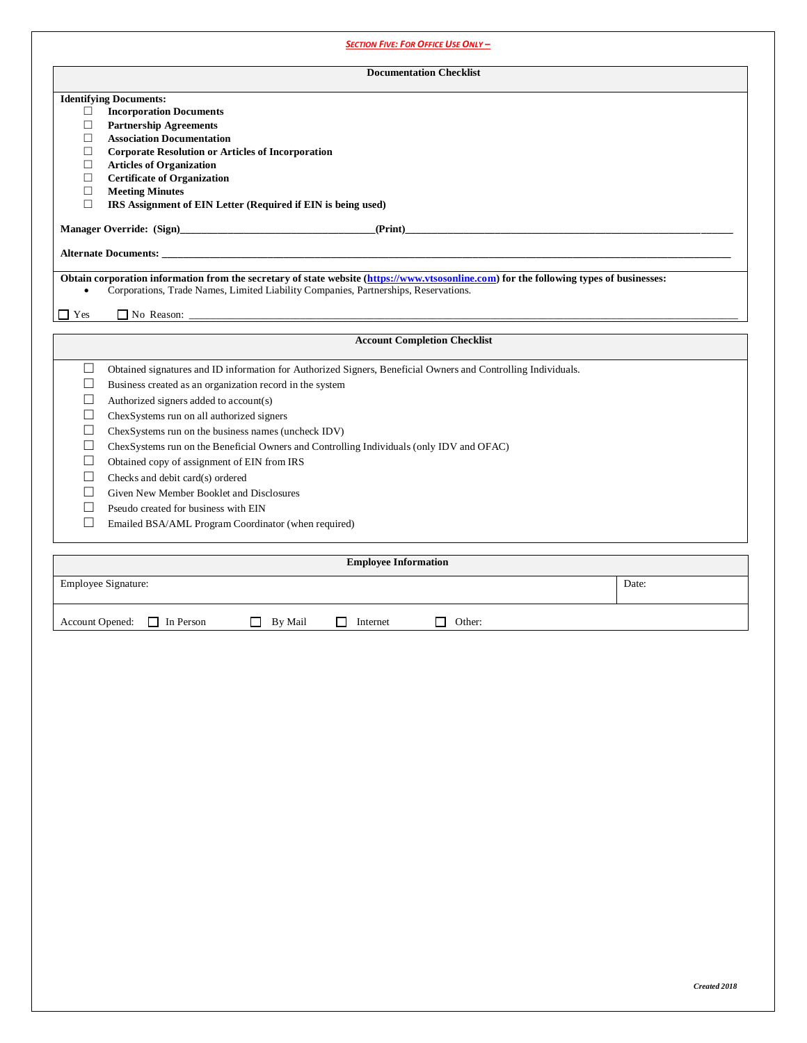***Section Five: For Office Use Only –***

## Documentation Checklist

**Identifying Documents:**

- ☐ **Incorporation Documents**
- ☐ **Partnership Agreements**
- ☐ **Association Documentation**
- ☐ **Corporate Resolution or Articles of Incorporation**
- ☐ **Articles of Organization**
- ☐ **Certificate of Organization**
- ☐ **Meeting Minutes**
- ☐ **IRS Assignment of EIN Letter (Required if EIN is being used)**

**Manager Override: (Sign)\_\_\_\_\_\_\_\_\_\_\_\_\_\_\_\_\_\_\_\_\_\_\_\_\_\_\_\_\_\_\_\_\_\_\_(Print)\_\_\_\_\_\_\_\_\_\_\_\_\_\_\_\_\_\_\_\_\_\_\_\_\_\_\_\_\_\_\_\_\_\_\_\_\_\_\_\_\_\_\_\_\_\_\_\_\_\_\_\_\_\_\_\_\_\_\_\_\_**

**Alternate Documents: \_\_\_\_\_\_\_\_\_\_\_\_\_\_\_\_\_\_\_\_\_\_\_\_\_\_\_\_\_\_\_\_\_\_\_\_\_\_\_\_\_\_\_\_\_\_\_\_\_\_\_\_\_\_\_\_\_\_\_\_\_\_\_\_\_\_\_\_\_\_\_\_\_\_\_\_\_\_\_\_\_\_\_\_\_\_\_\_\_\_\_\_\_\_\_\_\_\_\_\_\_\_**

**Obtain corporation information from the secretary of state website ([https://www.vtsosonline.com](https://www.vtsosonline.com)) for the following types of businesses:**

- Corporations, Trade Names, Limited Liability Companies, Partnerships, Reservations.

☐ Yes ☐ No Reason: \_\_\_\_\_\_\_\_\_\_\_\_\_\_\_\_\_\_\_\_\_\_\_\_\_\_\_\_\_\_\_\_\_\_\_\_\_\_\_\_\_\_\_\_\_\_\_\_\_\_\_\_\_\_\_\_\_\_\_\_\_\_\_\_\_\_\_\_\_\_\_\_\_\_\_\_\_\_\_\_\_\_\_\_\_\_\_\_\_\_\_\_\_\_

## Account Completion Checklist

- ☐ Obtained signatures and ID information for Authorized Signers, Beneficial Owners and Controlling Individuals.
- ☐ Business created as an organization record in the system
- ☐ Authorized signers added to account(s)
- ☐ ChexSystems run on all authorized signers
- ☐ ChexSystems run on the business names (uncheck IDV)
- ☐ ChexSystems run on the Beneficial Owners and Controlling Individuals (only IDV and OFAC)
- ☐ Obtained copy of assignment of EIN from IRS
- ☐ Checks and debit card(s) ordered
- ☐ Given New Member Booklet and Disclosures
- ☐ Pseudo created for business with EIN
- ☐ Emailed BSA/AML Program Coordinator (when required)

## Employee Information

| | |
|---|---|
| Employee Signature: | Date: |

Account Opened: ☐ In Person ☐ By Mail ☐ Internet ☐ Other:

*Created 2018*